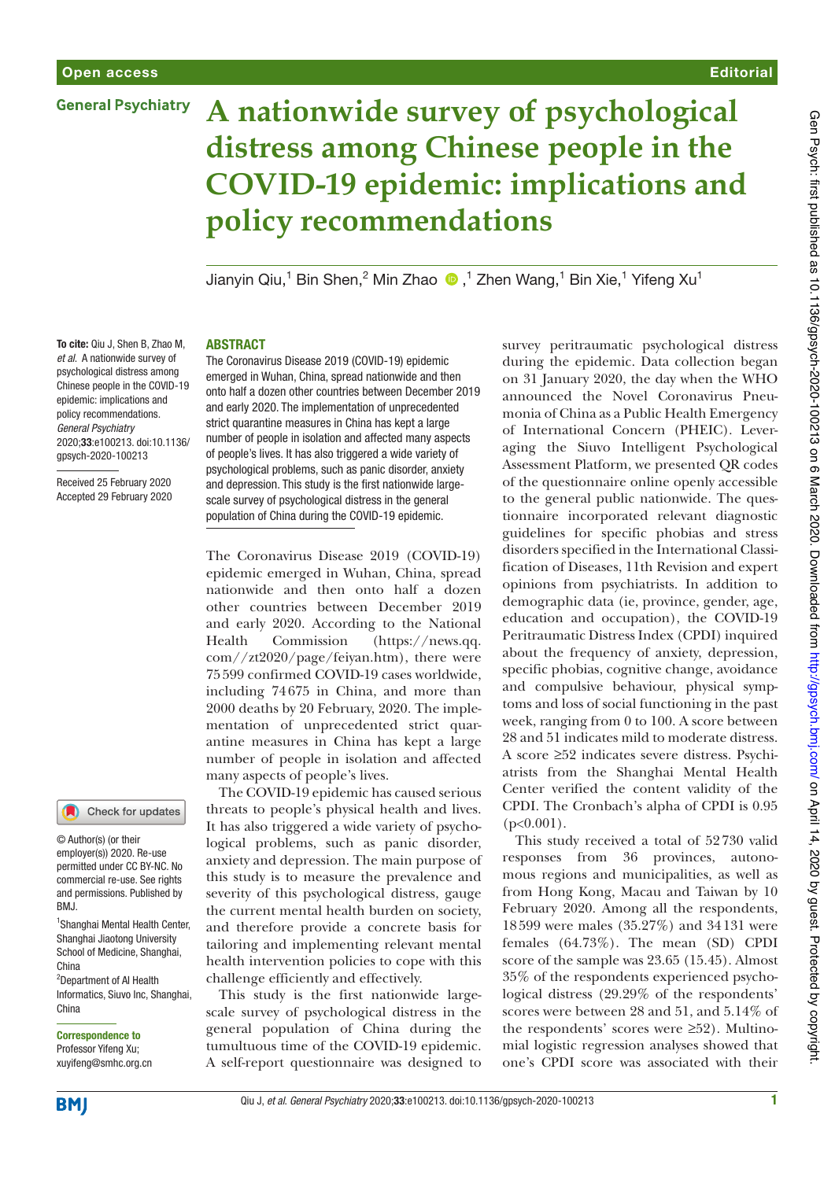# A nationwide survey of psychological distress among Chinese people in the COVID-19 epidemic: implications and policy recommendations

Jianyin Qiu,[1] Bin Shen,[2] Min Zhao,[1] Zhen Wang,[1] Bin Xie,[1] Yifeng Xu[1]

**To cite:** Qiu J, Shen B, Zhao M, *et al.* A nationwide survey of psychological distress among Chinese people in the COVID-19 epidemic: implications and policy recommendations. *General Psychiatry* 2020;**33**:e100213. doi:10.1136/gpsych-2020-100213

Received 25 February 2020
Accepted 29 February 2020

© Author(s) (or their employer(s)) 2020. Re-use permitted under CC BY-NC. No commercial re-use. See rights and permissions. Published by BMJ.

[1]Shanghai Mental Health Center, Shanghai Jiaotong University School of Medicine, Shanghai, China
[2]Department of AI Health Informatics, Siuvo Inc, Shanghai, China

**Correspondence to**
Professor Yifeng Xu; xuyifeng@smhc.org.cn

## ABSTRACT

The Coronavirus Disease 2019 (COVID-19) epidemic emerged in Wuhan, China, spread nationwide and then onto half a dozen other countries between December 2019 and early 2020. The implementation of unprecedented strict quarantine measures in China has kept a large number of people in isolation and affected many aspects of people's lives. It has also triggered a wide variety of psychological problems, such as panic disorder, anxiety and depression. This study is the first nationwide large-scale survey of psychological distress in the general population of China during the COVID-19 epidemic.

The Coronavirus Disease 2019 (COVID-19) epidemic emerged in Wuhan, China, spread nationwide and then onto half a dozen other countries between December 2019 and early 2020. According to the National Health Commission (https://news.qq.com//zt2020/page/feiyan.htm), there were 75 599 confirmed COVID-19 cases worldwide, including 74 675 in China, and more than 2000 deaths by 20 February, 2020. The implementation of unprecedented strict quarantine measures in China has kept a large number of people in isolation and affected many aspects of people's lives.

The COVID-19 epidemic has caused serious threats to people's physical health and lives. It has also triggered a wide variety of psychological problems, such as panic disorder, anxiety and depression. The main purpose of this study is to measure the prevalence and severity of this psychological distress, gauge the current mental health burden on society, and therefore provide a concrete basis for tailoring and implementing relevant mental health intervention policies to cope with this challenge efficiently and effectively.

This study is the first nationwide large-scale survey of psychological distress in the general population of China during the tumultuous time of the COVID-19 epidemic. A self-report questionnaire was designed to survey peritraumatic psychological distress during the epidemic. Data collection began on 31 January 2020, the day when the WHO announced the Novel Coronavirus Pneumonia of China as a Public Health Emergency of International Concern (PHEIC). Leveraging the Siuvo Intelligent Psychological Assessment Platform, we presented QR codes of the questionnaire online openly accessible to the general public nationwide. The questionnaire incorporated relevant diagnostic guidelines for specific phobias and stress disorders specified in the International Classification of Diseases, 11th Revision and expert opinions from psychiatrists. In addition to demographic data (ie, province, gender, age, education and occupation), the COVID-19 Peritraumatic Distress Index (CPDI) inquired about the frequency of anxiety, depression, specific phobias, cognitive change, avoidance and compulsive behaviour, physical symptoms and loss of social functioning in the past week, ranging from 0 to 100. A score between 28 and 51 indicates mild to moderate distress. A score ≥52 indicates severe distress. Psychiatrists from the Shanghai Mental Health Center verified the content validity of the CPDI. The Cronbach's alpha of CPDI is 0.95 ($p<0.001$).

This study received a total of 52 730 valid responses from 36 provinces, autonomous regions and municipalities, as well as from Hong Kong, Macau and Taiwan by 10 February 2020. Among all the respondents, 18 599 were males (35.27%) and 34 131 were females (64.73%). The mean (SD) CPDI score of the sample was 23.65 (15.45). Almost 35% of the respondents experienced psychological distress (29.29% of the respondents' scores were between 28 and 51, and 5.14% of the respondents' scores were ≥52). Multinomial logistic regression analyses showed that one's CPDI score was associated with their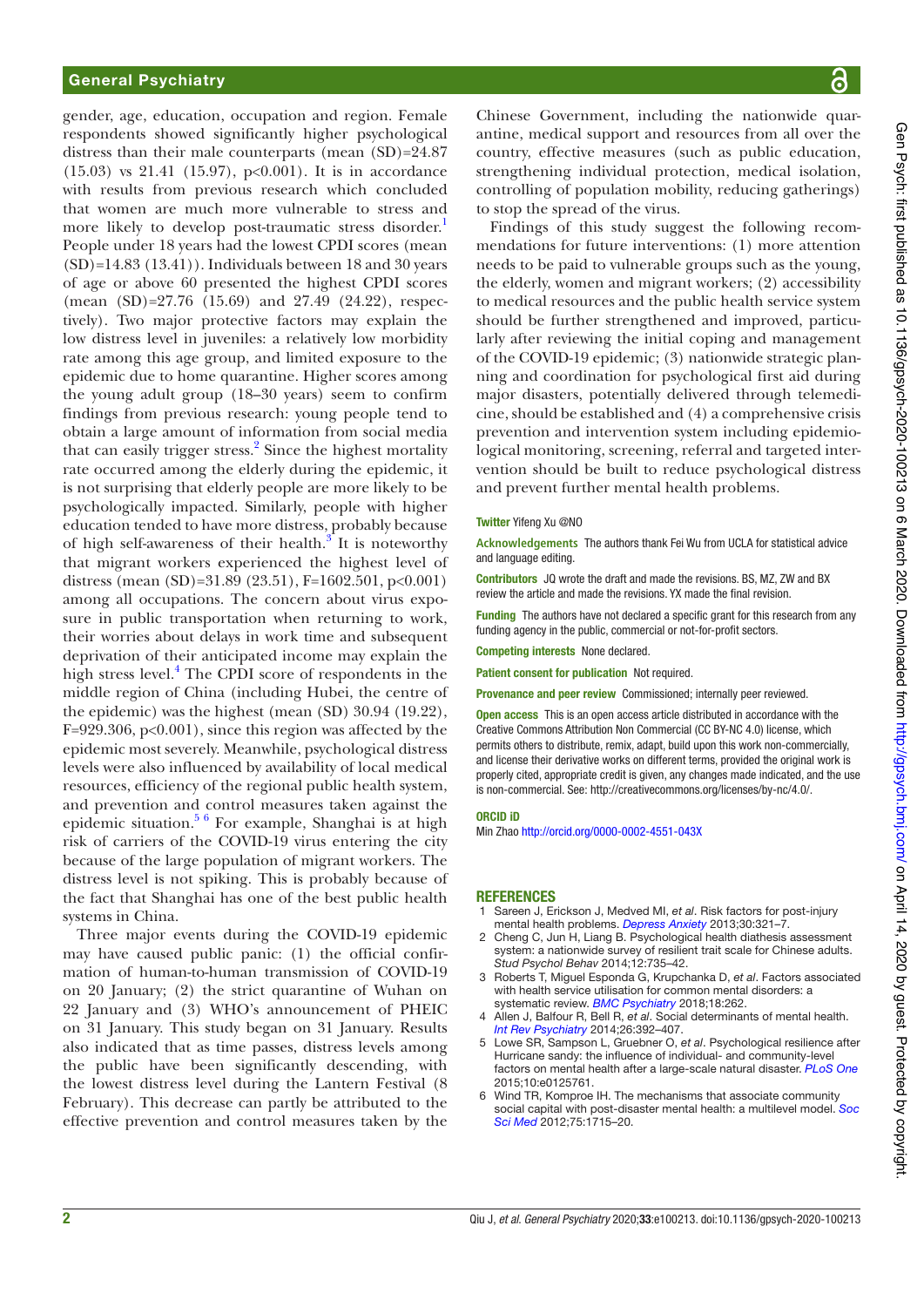gender, age, education, occupation and region. Female respondents showed significantly higher psychological distress than their male counterparts (mean (SD)=24.87 (15.03) vs 21.41 (15.97), $p<0.001$). It is in accordance with results from previous research which concluded that women are much more vulnerable to stress and more likely to develop post-traumatic stress disorder.[1] People under 18 years had the lowest CPDI scores (mean (SD)=14.83 (13.41)). Individuals between 18 and 30 years of age or above 60 presented the highest CPDI scores (mean (SD)=27.76 (15.69) and 27.49 (24.22), respectively). Two major protective factors may explain the low distress level in juveniles: a relatively low morbidity rate among this age group, and limited exposure to the epidemic due to home quarantine. Higher scores among the young adult group (18–30 years) seem to confirm findings from previous research: young people tend to obtain a large amount of information from social media that can easily trigger stress.[2] Since the highest mortality rate occurred among the elderly during the epidemic, it is not surprising that elderly people are more likely to be psychologically impacted. Similarly, people with higher education tended to have more distress, probably because of high self-awareness of their health.[3] It is noteworthy that migrant workers experienced the highest level of distress (mean (SD)=31.89 (23.51), $F=1602.501$, $p<0.001$) among all occupations. The concern about virus exposure in public transportation when returning to work, their worries about delays in work time and subsequent deprivation of their anticipated income may explain the high stress level.[4] The CPDI score of respondents in the middle region of China (including Hubei, the centre of the epidemic) was the highest (mean (SD) 30.94 (19.22), $F=929.306$, $p<0.001$), since this region was affected by the epidemic most severely. Meanwhile, psychological distress levels were also influenced by availability of local medical resources, efficiency of the regional public health system, and prevention and control measures taken against the epidemic situation.[5,6] For example, Shanghai is at high risk of carriers of the COVID-19 virus entering the city because of the large population of migrant workers. The distress level is not spiking. This is probably because of the fact that Shanghai has one of the best public health systems in China.

Three major events during the COVID-19 epidemic may have caused public panic: (1) the official confirmation of human-to-human transmission of COVID-19 on 20 January; (2) the strict quarantine of Wuhan on 22 January and (3) WHO's announcement of PHEIC on 31 January. This study began on 31 January. Results also indicated that as time passes, distress levels among the public have been significantly descending, with the lowest distress level during the Lantern Festival (8 February). This decrease can partly be attributed to the effective prevention and control measures taken by the Chinese Government, including the nationwide quarantine, medical support and resources from all over the country, effective measures (such as public education, strengthening individual protection, medical isolation, controlling of population mobility, reducing gatherings) to stop the spread of the virus.

Findings of this study suggest the following recommendations for future interventions: (1) more attention needs to be paid to vulnerable groups such as the young, the elderly, women and migrant workers; (2) accessibility to medical resources and the public health service system should be further strengthened and improved, particularly after reviewing the initial coping and management of the COVID-19 epidemic; (3) nationwide strategic planning and coordination for psychological first aid during major disasters, potentially delivered through telemedicine, should be established and (4) a comprehensive crisis prevention and intervention system including epidemiological monitoring, screening, referral and targeted intervention should be built to reduce psychological distress and prevent further mental health problems.

**Twitter** Yifeng Xu @NO

**Acknowledgements** The authors thank Fei Wu from UCLA for statistical advice and language editing.

**Contributors** JQ wrote the draft and made the revisions. BS, MZ, ZW and BX review the article and made the revisions. YX made the final revision.

**Funding** The authors have not declared a specific grant for this research from any funding agency in the public, commercial or not-for-profit sectors.

**Competing interests** None declared.

**Patient consent for publication** Not required.

**Provenance and peer review** Commissioned; internally peer reviewed.

**Open access** This is an open access article distributed in accordance with the Creative Commons Attribution Non Commercial (CC BY-NC 4.0) license, which permits others to distribute, remix, adapt, build upon this work non-commercially, and license their derivative works on different terms, provided the original work is properly cited, appropriate credit is given, any changes made indicated, and the use is non-commercial. See: http://creativecommons.org/licenses/by-nc/4.0/.

**ORCID iD**

Min Zhao http://orcid.org/0000-0002-4551-043X

## REFERENCES

1. Sareen J, Erickson J, Medved MI, *et al*. Risk factors for post-injury mental health problems. *Depress Anxiety* 2013;30:321–7.
2. Cheng C, Jun H, Liang B. Psychological health diathesis assessment system: a nationwide survey of resilient trait scale for Chinese adults. *Stud Psychol Behav* 2014;12:735–42.
3. Roberts T, Miguel Esponda G, Krupchanka D, *et al*. Factors associated with health service utilisation for common mental disorders: a systematic review. *BMC Psychiatry* 2018;18:262.
4. Allen J, Balfour R, Bell R, *et al*. Social determinants of mental health. *Int Rev Psychiatry* 2014;26:392–407.
5. Lowe SR, Sampson L, Gruebner O, *et al*. Psychological resilience after Hurricane sandy: the influence of individual- and community-level factors on mental health after a large-scale natural disaster. *PLoS One* 2015;10:e0125761.
6. Wind TR, Komproe IH. The mechanisms that associate community social capital with post-disaster mental health: a multilevel model. *Soc Sci Med* 2012;75:1715–20.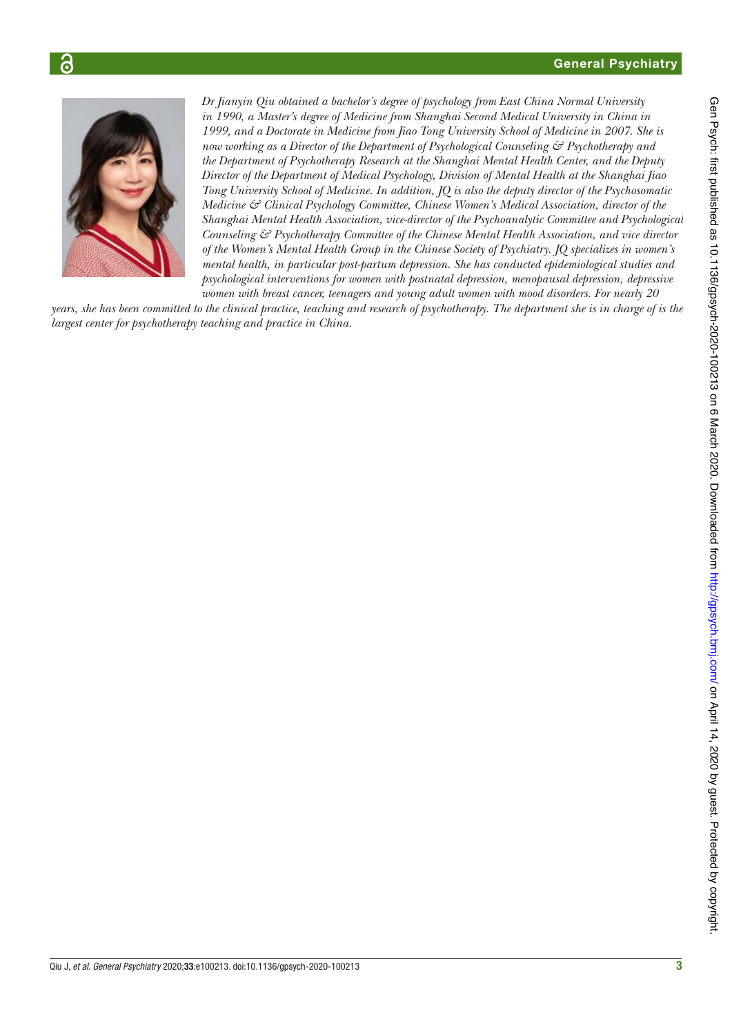*Dr Jianyin Qiu obtained a bachelor's degree of psychology from East China Normal University in 1990, a Master's degree of Medicine from Shanghai Second Medical University in China in 1999, and a Doctorate in Medicine from Jiao Tong University School of Medicine in 2007. She is now working as a Director of the Department of Psychological Counseling & Psychotherapy and the Department of Psychotherapy Research at the Shanghai Mental Health Center, and the Deputy Director of the Department of Medical Psychology, Division of Mental Health at the Shanghai Jiao Tong University School of Medicine. In addition, JQ is also the deputy director of the Psychosomatic Medicine & Clinical Psychology Committee, Chinese Women's Medical Association, director of the Shanghai Mental Health Association, vice-director of the Psychoanalytic Committee and Psychological Counseling & Psychotherapy Committee of the Chinese Mental Health Association, and vice director of the Women's Mental Health Group in the Chinese Society of Psychiatry. JQ specializes in women's mental health, in particular post-partum depression. She has conducted epidemiological studies and psychological interventions for women with postnatal depression, menopausal depression, depressive women with breast cancer, teenagers and young adult women with mood disorders. For nearly 20 years, she has been committed to the clinical practice, teaching and research of psychotherapy. The department she is in charge of is the largest center for psychotherapy teaching and practice in China.*